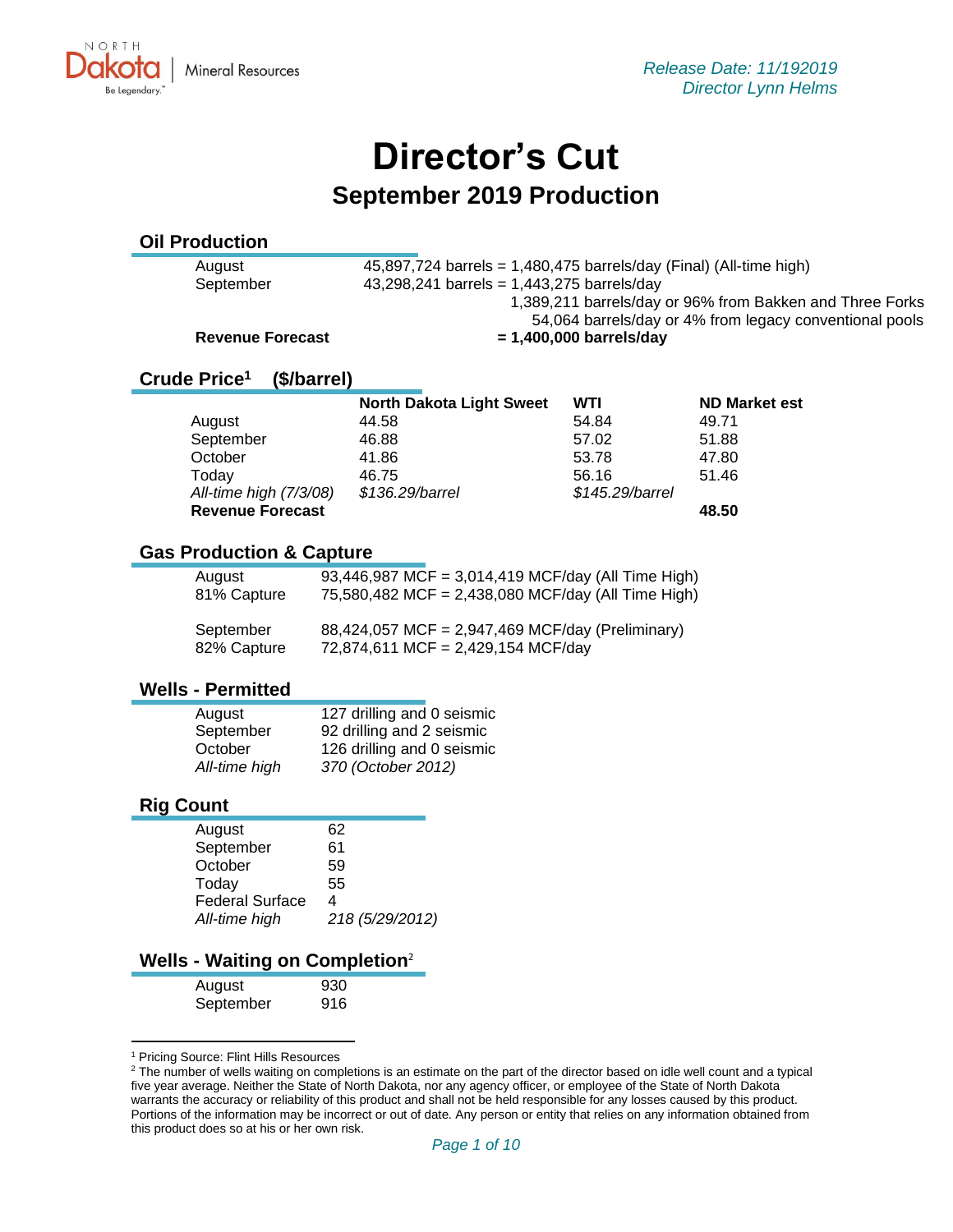NORTH Dakota | Mineral Resources
Be Legendary.

*Release Date: 11/192019*
*Director Lynn Helms*

# Director's Cut

## September 2019 Production

### Oil Production

| | |
|---|---|
| August | 45,897,724 barrels = 1,480,475 barrels/day (Final) (All-time high) |
| September | 43,298,241 barrels = 1,443,275 barrels/day |
| | 1,389,211 barrels/day or 96% from Bakken and Three Forks |
| | 54,064 barrels/day or 4% from legacy conventional pools |
| **Revenue Forecast** | **= 1,400,000 barrels/day** |

### Crude Price[1] ($/barrel)

| | North Dakota Light Sweet | WTI | ND Market est |
|---|---|---|---|
| August | 44.58 | 54.84 | 49.71 |
| September | 46.88 | 57.02 | 51.88 |
| October | 41.86 | 53.78 | 47.80 |
| Today | 46.75 | 56.16 | 51.46 |
| *All-time high (7/3/08)* | *$136.29/barrel* | *$145.29/barrel* | |
| **Revenue Forecast** | | | **48.50** |

### Gas Production & Capture

| | |
|---|---|
| August | 93,446,987 MCF = 3,014,419 MCF/day (All Time High) |
| 81% Capture | 75,580,482 MCF = 2,438,080 MCF/day (All Time High) |
| September | 88,424,057 MCF = 2,947,469 MCF/day (Preliminary) |
| 82% Capture | 72,874,611 MCF = 2,429,154 MCF/day |

### Wells - Permitted

| | |
|---|---|
| August | 127 drilling and 0 seismic |
| September | 92 drilling and 2 seismic |
| October | 126 drilling and 0 seismic |
| *All-time high* | *370 (October 2012)* |

### Rig Count

| | |
|---|---|
| August | 62 |
| September | 61 |
| October | 59 |
| Today | 55 |
| Federal Surface | 4 |
| *All-time high* | *218 (5/29/2012)* |

### Wells - Waiting on Completion[2]

| | |
|---|---|
| August | 930 |
| September | 916 |

---

[1] Pricing Source: Flint Hills Resources

[2] The number of wells waiting on completions is an estimate on the part of the director based on idle well count and a typical five year average. Neither the State of North Dakota, nor any agency officer, or employee of the State of North Dakota warrants the accuracy or reliability of this product and shall not be held responsible for any losses caused by this product. Portions of the information may be incorrect or out of date. Any person or entity that relies on any information obtained from this product does so at his or her own risk.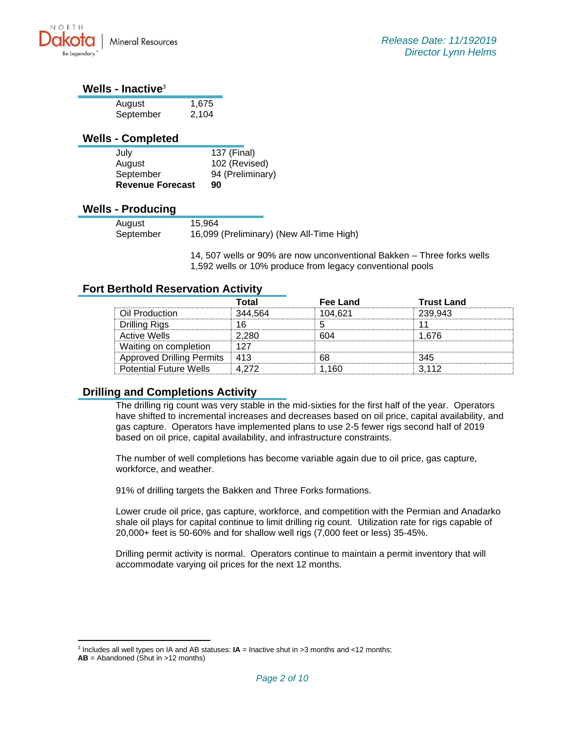## Wells - Inactive[3]

| | |
|---|---|
| August | 1,675 |
| September | 2,104 |

## Wells - Completed

| | |
|---|---|
| July | 137 (Final) |
| August | 102 (Revised) |
| September | 94 (Preliminary) |
| **Revenue Forecast** | **90** |

## Wells - Producing

| | |
|---|---|
| August | 15,964 |
| September | 16,099 (Preliminary) (New All-Time High) |

14, 507 wells or 90% are now unconventional Bakken – Three forks wells
1,592 wells or 10% produce from legacy conventional pools

## Fort Berthold Reservation Activity

| | Total | Fee Land | Trust Land |
|---|---|---|---|
| Oil Production | 344,564 | 104,621 | 239,943 |
| Drilling Rigs | 16 | 5 | 11 |
| Active Wells | 2,280 | 604 | 1,676 |
| Waiting on completion | 127 | | |
| Approved Drilling Permits | 413 | 68 | 345 |
| Potential Future Wells | 4,272 | 1,160 | 3,112 |

## Drilling and Completions Activity

The drilling rig count was very stable in the mid-sixties for the first half of the year. Operators have shifted to incremental increases and decreases based on oil price, capital availability, and gas capture. Operators have implemented plans to use 2-5 fewer rigs second half of 2019 based on oil price, capital availability, and infrastructure constraints.

The number of well completions has become variable again due to oil price, gas capture, workforce, and weather.

91% of drilling targets the Bakken and Three Forks formations.

Lower crude oil price, gas capture, workforce, and competition with the Permian and Anadarko shale oil plays for capital continue to limit drilling rig count. Utilization rate for rigs capable of 20,000+ feet is 50-60% and for shallow well rigs (7,000 feet or less) 35-45%.

Drilling permit activity is normal. Operators continue to maintain a permit inventory that will accommodate varying oil prices for the next 12 months.

---

[3] Includes all well types on IA and AB statuses: **IA** = Inactive shut in >3 months and <12 months;
**AB** = Abandoned (Shut in >12 months)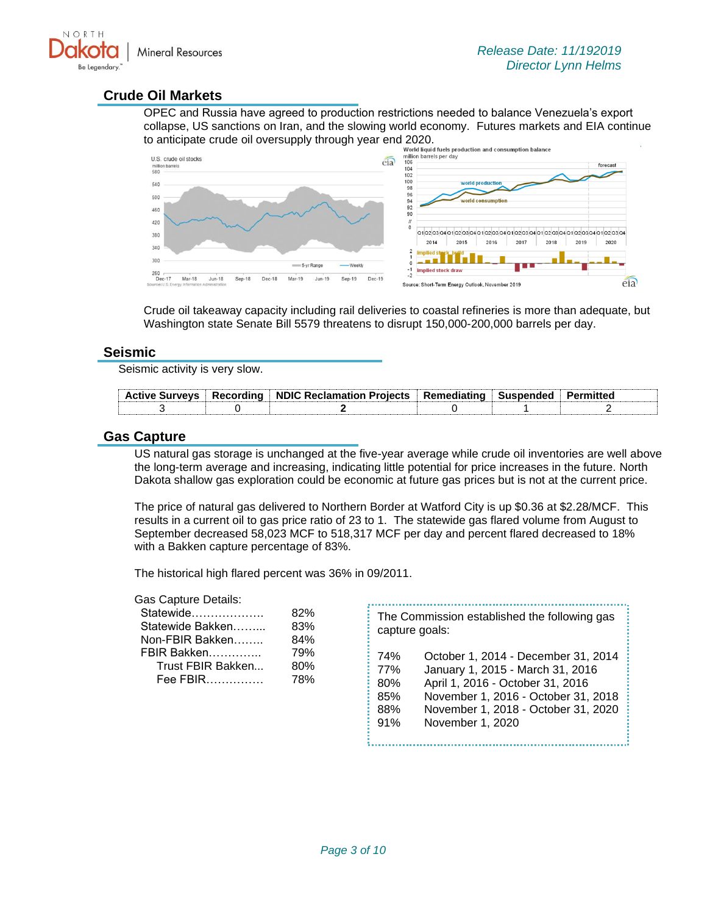Release Date: 11/192019
Director Lynn Helms

## Crude Oil Markets

OPEC and Russia have agreed to production restrictions needed to balance Venezuela's export collapse, US sanctions on Iran, and the slowing world economy. Futures markets and EIA continue to anticipate crude oil oversupply through year end 2020.

Crude oil takeaway capacity including rail deliveries to coastal refineries is more than adequate, but Washington state Senate Bill 5579 threatens to disrupt 150,000-200,000 barrels per day.

## Seismic

Seismic activity is very slow.

| Active Surveys | Recording | NDIC Reclamation Projects | Remediating | Suspended | Permitted |
|---|---|---|---|---|---|
| 3 | 0 | **2** | 0 | 1 | 2 |

## Gas Capture

US natural gas storage is unchanged at the five-year average while crude oil inventories are well above the long-term average and increasing, indicating little potential for price increases in the future. North Dakota shallow gas exploration could be economic at future gas prices but is not at the current price.

The price of natural gas delivered to Northern Border at Watford City is up $0.36 at $2.28/MCF. This results in a current oil to gas price ratio of 23 to 1. The statewide gas flared volume from August to September decreased 58,023 MCF to 518,317 MCF per day and percent flared decreased to 18% with a Bakken capture percentage of 83%.

The historical high flared percent was 36% in 09/2011.

Gas Capture Details:

| | |
|---|---|
| Statewide | 82% |
| Statewide Bakken | 83% |
| Non-FBIR Bakken | 84% |
| FBIR Bakken | 79% |
| Trust FBIR Bakken | 80% |
| Fee FBIR | 78% |

The Commission established the following gas capture goals:

| | |
|---|---|
| 74% | October 1, 2014 - December 31, 2014 |
| 77% | January 1, 2015 - March 31, 2016 |
| 80% | April 1, 2016 - October 31, 2016 |
| 85% | November 1, 2016 - October 31, 2018 |
| 88% | November 1, 2018 - October 31, 2020 |
| 91% | November 1, 2020 |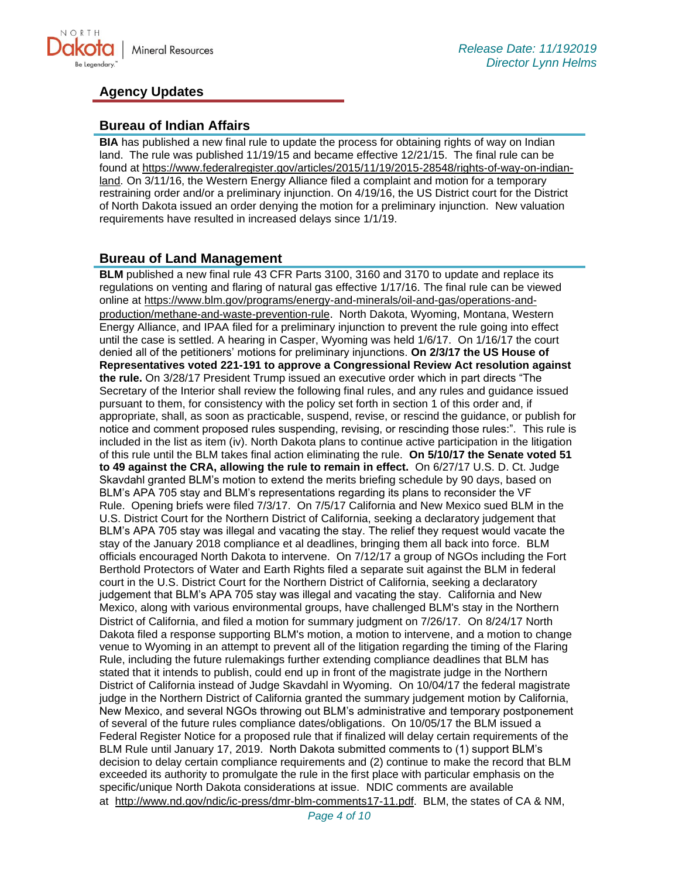## Agency Updates

### Bureau of Indian Affairs

**BIA** has published a new final rule to update the process for obtaining rights of way on Indian land. The rule was published 11/19/15 and became effective 12/21/15. The final rule can be found at https://www.federalregister.gov/articles/2015/11/19/2015-28548/rights-of-way-on-indian-land. On 3/11/16, the Western Energy Alliance filed a complaint and motion for a temporary restraining order and/or a preliminary injunction. On 4/19/16, the US District court for the District of North Dakota issued an order denying the motion for a preliminary injunction. New valuation requirements have resulted in increased delays since 1/1/19.

### Bureau of Land Management

**BLM** published a new final rule 43 CFR Parts 3100, 3160 and 3170 to update and replace its regulations on venting and flaring of natural gas effective 1/17/16. The final rule can be viewed online at https://www.blm.gov/programs/energy-and-minerals/oil-and-gas/operations-and-production/methane-and-waste-prevention-rule. North Dakota, Wyoming, Montana, Western Energy Alliance, and IPAA filed for a preliminary injunction to prevent the rule going into effect until the case is settled. A hearing in Casper, Wyoming was held 1/6/17. On 1/16/17 the court denied all of the petitioners' motions for preliminary injunctions. **On 2/3/17 the US House of Representatives voted 221-191 to approve a Congressional Review Act resolution against the rule.** On 3/28/17 President Trump issued an executive order which in part directs "The Secretary of the Interior shall review the following final rules, and any rules and guidance issued pursuant to them, for consistency with the policy set forth in section 1 of this order and, if appropriate, shall, as soon as practicable, suspend, revise, or rescind the guidance, or publish for notice and comment proposed rules suspending, revising, or rescinding those rules:". This rule is included in the list as item (iv). North Dakota plans to continue active participation in the litigation of this rule until the BLM takes final action eliminating the rule. **On 5/10/17 the Senate voted 51 to 49 against the CRA, allowing the rule to remain in effect.** On 6/27/17 U.S. D. Ct. Judge Skavdahl granted BLM's motion to extend the merits briefing schedule by 90 days, based on BLM's APA 705 stay and BLM's representations regarding its plans to reconsider the VF Rule. Opening briefs were filed 7/3/17. On 7/5/17 California and New Mexico sued BLM in the U.S. District Court for the Northern District of California, seeking a declaratory judgement that BLM's APA 705 stay was illegal and vacating the stay. The relief they request would vacate the stay of the January 2018 compliance et al deadlines, bringing them all back into force. BLM officials encouraged North Dakota to intervene. On 7/12/17 a group of NGOs including the Fort Berthold Protectors of Water and Earth Rights filed a separate suit against the BLM in federal court in the U.S. District Court for the Northern District of California, seeking a declaratory judgement that BLM's APA 705 stay was illegal and vacating the stay. California and New Mexico, along with various environmental groups, have challenged BLM's stay in the Northern District of California, and filed a motion for summary judgment on 7/26/17. On 8/24/17 North Dakota filed a response supporting BLM's motion, a motion to intervene, and a motion to change venue to Wyoming in an attempt to prevent all of the litigation regarding the timing of the Flaring Rule, including the future rulemakings further extending compliance deadlines that BLM has stated that it intends to publish, could end up in front of the magistrate judge in the Northern District of California instead of Judge Skavdahl in Wyoming. On 10/04/17 the federal magistrate judge in the Northern District of California granted the summary judgement motion by California, New Mexico, and several NGOs throwing out BLM's administrative and temporary postponement of several of the future rules compliance dates/obligations. On 10/05/17 the BLM issued a Federal Register Notice for a proposed rule that if finalized will delay certain requirements of the BLM Rule until January 17, 2019. North Dakota submitted comments to (1) support BLM's decision to delay certain compliance requirements and (2) continue to make the record that BLM exceeded its authority to promulgate the rule in the first place with particular emphasis on the specific/unique North Dakota considerations at issue. NDIC comments are available at http://www.nd.gov/ndic/ic-press/dmr-blm-comments17-11.pdf. BLM, the states of CA & NM,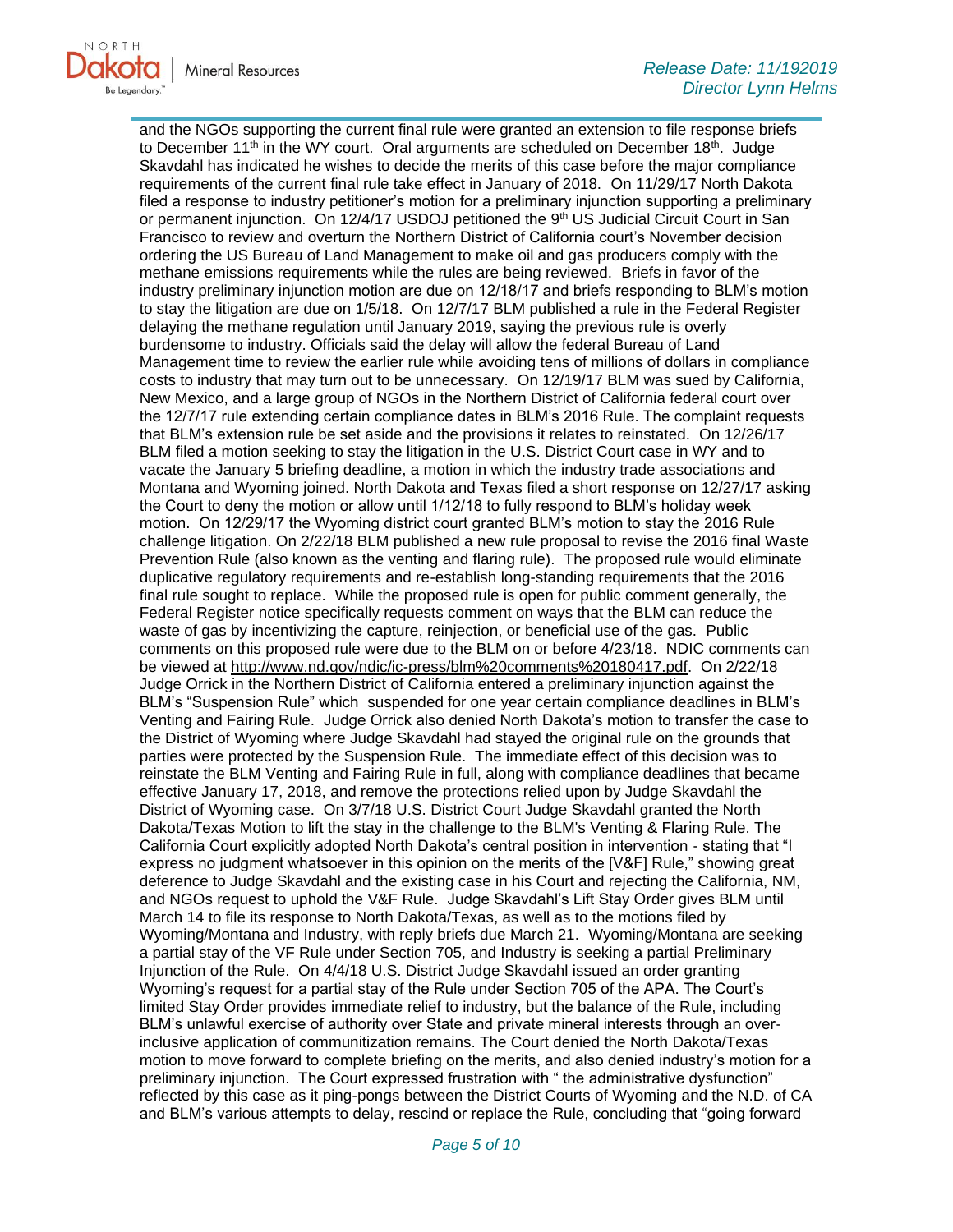and the NGOs supporting the current final rule were granted an extension to file response briefs to December 11th in the WY court. Oral arguments are scheduled on December 18th. Judge Skavdahl has indicated he wishes to decide the merits of this case before the major compliance requirements of the current final rule take effect in January of 2018. On 11/29/17 North Dakota filed a response to industry petitioner's motion for a preliminary injunction supporting a preliminary or permanent injunction. On 12/4/17 USDOJ petitioned the 9th US Judicial Circuit Court in San Francisco to review and overturn the Northern District of California court's November decision ordering the US Bureau of Land Management to make oil and gas producers comply with the methane emissions requirements while the rules are being reviewed. Briefs in favor of the industry preliminary injunction motion are due on 12/18/17 and briefs responding to BLM's motion to stay the litigation are due on 1/5/18. On 12/7/17 BLM published a rule in the Federal Register delaying the methane regulation until January 2019, saying the previous rule is overly burdensome to industry. Officials said the delay will allow the federal Bureau of Land Management time to review the earlier rule while avoiding tens of millions of dollars in compliance costs to industry that may turn out to be unnecessary. On 12/19/17 BLM was sued by California, New Mexico, and a large group of NGOs in the Northern District of California federal court over the 12/7/17 rule extending certain compliance dates in BLM's 2016 Rule. The complaint requests that BLM's extension rule be set aside and the provisions it relates to reinstated. On 12/26/17 BLM filed a motion seeking to stay the litigation in the U.S. District Court case in WY and to vacate the January 5 briefing deadline, a motion in which the industry trade associations and Montana and Wyoming joined. North Dakota and Texas filed a short response on 12/27/17 asking the Court to deny the motion or allow until 1/12/18 to fully respond to BLM's holiday week motion. On 12/29/17 the Wyoming district court granted BLM's motion to stay the 2016 Rule challenge litigation. On 2/22/18 BLM published a new rule proposal to revise the 2016 final Waste Prevention Rule (also known as the venting and flaring rule). The proposed rule would eliminate duplicative regulatory requirements and re-establish long-standing requirements that the 2016 final rule sought to replace. While the proposed rule is open for public comment generally, the Federal Register notice specifically requests comment on ways that the BLM can reduce the waste of gas by incentivizing the capture, reinjection, or beneficial use of the gas. Public comments on this proposed rule were due to the BLM on or before 4/23/18. NDIC comments can be viewed at http://www.nd.gov/ndic/ic-press/blm%20comments%20180417.pdf. On 2/22/18 Judge Orrick in the Northern District of California entered a preliminary injunction against the BLM's "Suspension Rule" which suspended for one year certain compliance deadlines in BLM's Venting and Fairing Rule. Judge Orrick also denied North Dakota's motion to transfer the case to the District of Wyoming where Judge Skavdahl had stayed the original rule on the grounds that parties were protected by the Suspension Rule. The immediate effect of this decision was to reinstate the BLM Venting and Fairing Rule in full, along with compliance deadlines that became effective January 17, 2018, and remove the protections relied upon by Judge Skavdahl the District of Wyoming case. On 3/7/18 U.S. District Court Judge Skavdahl granted the North Dakota/Texas Motion to lift the stay in the challenge to the BLM's Venting & Flaring Rule. The California Court explicitly adopted North Dakota's central position in intervention - stating that "I express no judgment whatsoever in this opinion on the merits of the [V&F] Rule," showing great deference to Judge Skavdahl and the existing case in his Court and rejecting the California, NM, and NGOs request to uphold the V&F Rule. Judge Skavdahl's Lift Stay Order gives BLM until March 14 to file its response to North Dakota/Texas, as well as to the motions filed by Wyoming/Montana and Industry, with reply briefs due March 21. Wyoming/Montana are seeking a partial stay of the VF Rule under Section 705, and Industry is seeking a partial Preliminary Injunction of the Rule. On 4/4/18 U.S. District Judge Skavdahl issued an order granting Wyoming's request for a partial stay of the Rule under Section 705 of the APA. The Court's limited Stay Order provides immediate relief to industry, but the balance of the Rule, including BLM's unlawful exercise of authority over State and private mineral interests through an over-inclusive application of communitization remains. The Court denied the North Dakota/Texas motion to move forward to complete briefing on the merits, and also denied industry's motion for a preliminary injunction. The Court expressed frustration with " the administrative dysfunction" reflected by this case as it ping-pongs between the District Courts of Wyoming and the N.D. of CA and BLM's various attempts to delay, rescind or replace the Rule, concluding that "going forward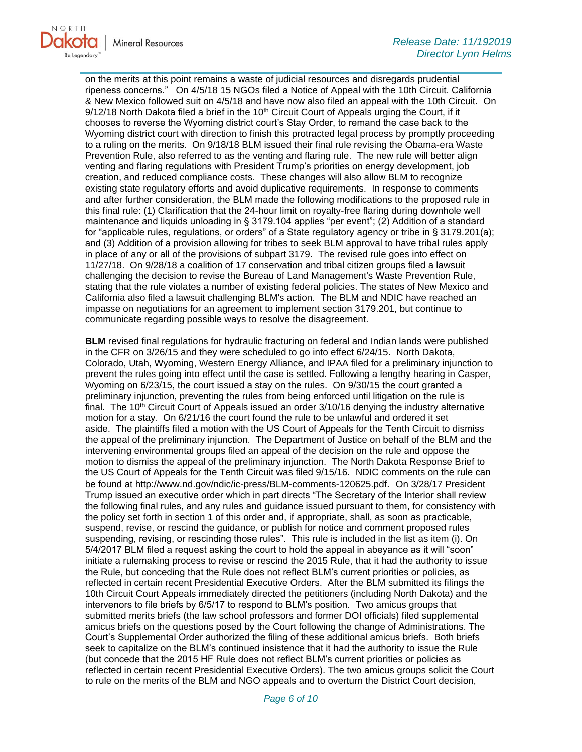on the merits at this point remains a waste of judicial resources and disregards prudential ripeness concerns." On 4/5/18 15 NGOs filed a Notice of Appeal with the 10th Circuit. California & New Mexico followed suit on 4/5/18 and have now also filed an appeal with the 10th Circuit. On 9/12/18 North Dakota filed a brief in the 10th Circuit Court of Appeals urging the Court, if it chooses to reverse the Wyoming district court's Stay Order, to remand the case back to the Wyoming district court with direction to finish this protracted legal process by promptly proceeding to a ruling on the merits. On 9/18/18 BLM issued their final rule revising the Obama-era Waste Prevention Rule, also referred to as the venting and flaring rule. The new rule will better align venting and flaring regulations with President Trump's priorities on energy development, job creation, and reduced compliance costs. These changes will also allow BLM to recognize existing state regulatory efforts and avoid duplicative requirements. In response to comments and after further consideration, the BLM made the following modifications to the proposed rule in this final rule: (1) Clarification that the 24-hour limit on royalty-free flaring during downhole well maintenance and liquids unloading in § 3179.104 applies "per event"; (2) Addition of a standard for "applicable rules, regulations, or orders" of a State regulatory agency or tribe in § 3179.201(a); and (3) Addition of a provision allowing for tribes to seek BLM approval to have tribal rules apply in place of any or all of the provisions of subpart 3179. The revised rule goes into effect on 11/27/18. On 9/28/18 a coalition of 17 conservation and tribal citizen groups filed a lawsuit challenging the decision to revise the Bureau of Land Management's Waste Prevention Rule, stating that the rule violates a number of existing federal policies. The states of New Mexico and California also filed a lawsuit challenging BLM's action. The BLM and NDIC have reached an impasse on negotiations for an agreement to implement section 3179.201, but continue to communicate regarding possible ways to resolve the disagreement.

**BLM** revised final regulations for hydraulic fracturing on federal and Indian lands were published in the CFR on 3/26/15 and they were scheduled to go into effect 6/24/15. North Dakota, Colorado, Utah, Wyoming, Western Energy Alliance, and IPAA filed for a preliminary injunction to prevent the rules going into effect until the case is settled. Following a lengthy hearing in Casper, Wyoming on 6/23/15, the court issued a stay on the rules. On 9/30/15 the court granted a preliminary injunction, preventing the rules from being enforced until litigation on the rule is final. The 10th Circuit Court of Appeals issued an order 3/10/16 denying the industry alternative motion for a stay. On 6/21/16 the court found the rule to be unlawful and ordered it set aside. The plaintiffs filed a motion with the US Court of Appeals for the Tenth Circuit to dismiss the appeal of the preliminary injunction. The Department of Justice on behalf of the BLM and the intervening environmental groups filed an appeal of the decision on the rule and oppose the motion to dismiss the appeal of the preliminary injunction. The North Dakota Response Brief to the US Court of Appeals for the Tenth Circuit was filed 9/15/16. NDIC comments on the rule can be found at http://www.nd.gov/ndic/ic-press/BLM-comments-120625.pdf. On 3/28/17 President Trump issued an executive order which in part directs "The Secretary of the Interior shall review the following final rules, and any rules and guidance issued pursuant to them, for consistency with the policy set forth in section 1 of this order and, if appropriate, shall, as soon as practicable, suspend, revise, or rescind the guidance, or publish for notice and comment proposed rules suspending, revising, or rescinding those rules". This rule is included in the list as item (i). On 5/4/2017 BLM filed a request asking the court to hold the appeal in abeyance as it will "soon" initiate a rulemaking process to revise or rescind the 2015 Rule, that it had the authority to issue the Rule, but conceding that the Rule does not reflect BLM's current priorities or policies, as reflected in certain recent Presidential Executive Orders. After the BLM submitted its filings the 10th Circuit Court Appeals immediately directed the petitioners (including North Dakota) and the intervenors to file briefs by 6/5/17 to respond to BLM's position. Two amicus groups that submitted merits briefs (the law school professors and former DOI officials) filed supplemental amicus briefs on the questions posed by the Court following the change of Administrations. The Court's Supplemental Order authorized the filing of these additional amicus briefs. Both briefs seek to capitalize on the BLM's continued insistence that it had the authority to issue the Rule (but concede that the 2015 HF Rule does not reflect BLM's current priorities or policies as reflected in certain recent Presidential Executive Orders). The two amicus groups solicit the Court to rule on the merits of the BLM and NGO appeals and to overturn the District Court decision,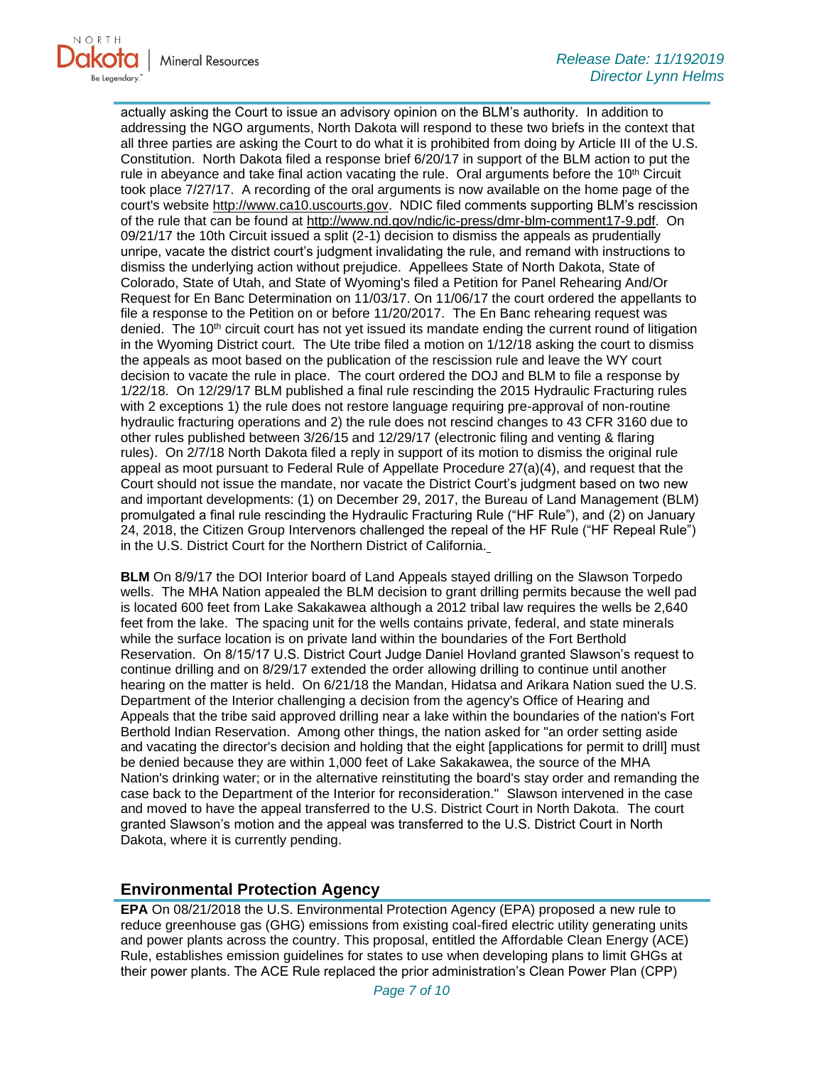actually asking the Court to issue an advisory opinion on the BLM's authority. In addition to addressing the NGO arguments, North Dakota will respond to these two briefs in the context that all three parties are asking the Court to do what it is prohibited from doing by Article III of the U.S. Constitution. North Dakota filed a response brief 6/20/17 in support of the BLM action to put the rule in abeyance and take final action vacating the rule. Oral arguments before the 10th Circuit took place 7/27/17. A recording of the oral arguments is now available on the home page of the court's website http://www.ca10.uscourts.gov. NDIC filed comments supporting BLM's rescission of the rule that can be found at http://www.nd.gov/ndic/ic-press/dmr-blm-comment17-9.pdf. On 09/21/17 the 10th Circuit issued a split (2-1) decision to dismiss the appeals as prudentially unripe, vacate the district court's judgment invalidating the rule, and remand with instructions to dismiss the underlying action without prejudice. Appellees State of North Dakota, State of Colorado, State of Utah, and State of Wyoming's filed a Petition for Panel Rehearing And/Or Request for En Banc Determination on 11/03/17. On 11/06/17 the court ordered the appellants to file a response to the Petition on or before 11/20/2017. The En Banc rehearing request was denied. The 10th circuit court has not yet issued its mandate ending the current round of litigation in the Wyoming District court. The Ute tribe filed a motion on 1/12/18 asking the court to dismiss the appeals as moot based on the publication of the rescission rule and leave the WY court decision to vacate the rule in place. The court ordered the DOJ and BLM to file a response by 1/22/18. On 12/29/17 BLM published a final rule rescinding the 2015 Hydraulic Fracturing rules with 2 exceptions 1) the rule does not restore language requiring pre-approval of non-routine hydraulic fracturing operations and 2) the rule does not rescind changes to 43 CFR 3160 due to other rules published between 3/26/15 and 12/29/17 (electronic filing and venting & flaring rules). On 2/7/18 North Dakota filed a reply in support of its motion to dismiss the original rule appeal as moot pursuant to Federal Rule of Appellate Procedure 27(a)(4), and request that the Court should not issue the mandate, nor vacate the District Court's judgment based on two new and important developments: (1) on December 29, 2017, the Bureau of Land Management (BLM) promulgated a final rule rescinding the Hydraulic Fracturing Rule ("HF Rule"), and (2) on January 24, 2018, the Citizen Group Intervenors challenged the repeal of the HF Rule ("HF Repeal Rule") in the U.S. District Court for the Northern District of California.

**BLM** On 8/9/17 the DOI Interior board of Land Appeals stayed drilling on the Slawson Torpedo wells. The MHA Nation appealed the BLM decision to grant drilling permits because the well pad is located 600 feet from Lake Sakakawea although a 2012 tribal law requires the wells be 2,640 feet from the lake. The spacing unit for the wells contains private, federal, and state minerals while the surface location is on private land within the boundaries of the Fort Berthold Reservation. On 8/15/17 U.S. District Court Judge Daniel Hovland granted Slawson's request to continue drilling and on 8/29/17 extended the order allowing drilling to continue until another hearing on the matter is held. On 6/21/18 the Mandan, Hidatsa and Arikara Nation sued the U.S. Department of the Interior challenging a decision from the agency's Office of Hearing and Appeals that the tribe said approved drilling near a lake within the boundaries of the nation's Fort Berthold Indian Reservation. Among other things, the nation asked for "an order setting aside and vacating the director's decision and holding that the eight [applications for permit to drill] must be denied because they are within 1,000 feet of Lake Sakakawea, the source of the MHA Nation's drinking water; or in the alternative reinstituting the board's stay order and remanding the case back to the Department of the Interior for reconsideration." Slawson intervened in the case and moved to have the appeal transferred to the U.S. District Court in North Dakota. The court granted Slawson's motion and the appeal was transferred to the U.S. District Court in North Dakota, where it is currently pending.

## Environmental Protection Agency

**EPA** On 08/21/2018 the U.S. Environmental Protection Agency (EPA) proposed a new rule to reduce greenhouse gas (GHG) emissions from existing coal-fired electric utility generating units and power plants across the country. This proposal, entitled the Affordable Clean Energy (ACE) Rule, establishes emission guidelines for states to use when developing plans to limit GHGs at their power plants. The ACE Rule replaced the prior administration's Clean Power Plan (CPP)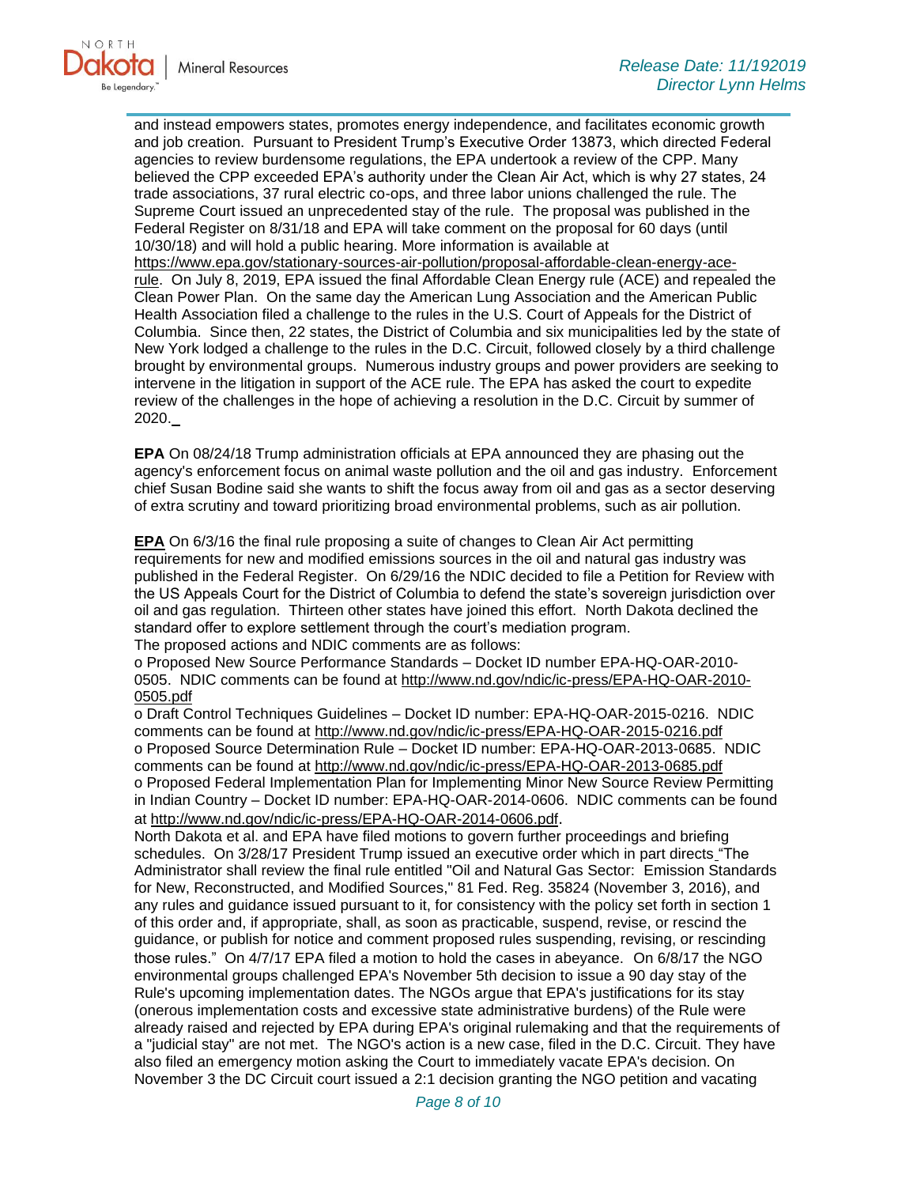and instead empowers states, promotes energy independence, and facilitates economic growth and job creation. Pursuant to President Trump's Executive Order 13873, which directed Federal agencies to review burdensome regulations, the EPA undertook a review of the CPP. Many believed the CPP exceeded EPA's authority under the Clean Air Act, which is why 27 states, 24 trade associations, 37 rural electric co-ops, and three labor unions challenged the rule. The Supreme Court issued an unprecedented stay of the rule. The proposal was published in the Federal Register on 8/31/18 and EPA will take comment on the proposal for 60 days (until 10/30/18) and will hold a public hearing. More information is available at https://www.epa.gov/stationary-sources-air-pollution/proposal-affordable-clean-energy-ace-rule. On July 8, 2019, EPA issued the final Affordable Clean Energy rule (ACE) and repealed the Clean Power Plan. On the same day the American Lung Association and the American Public Health Association filed a challenge to the rules in the U.S. Court of Appeals for the District of Columbia. Since then, 22 states, the District of Columbia and six municipalities led by the state of New York lodged a challenge to the rules in the D.C. Circuit, followed closely by a third challenge brought by environmental groups. Numerous industry groups and power providers are seeking to intervene in the litigation in support of the ACE rule. The EPA has asked the court to expedite review of the challenges in the hope of achieving a resolution in the D.C. Circuit by summer of 2020.

**EPA** On 08/24/18 Trump administration officials at EPA announced they are phasing out the agency's enforcement focus on animal waste pollution and the oil and gas industry. Enforcement chief Susan Bodine said she wants to shift the focus away from oil and gas as a sector deserving of extra scrutiny and toward prioritizing broad environmental problems, such as air pollution.

**EPA** On 6/3/16 the final rule proposing a suite of changes to Clean Air Act permitting requirements for new and modified emissions sources in the oil and natural gas industry was published in the Federal Register. On 6/29/16 the NDIC decided to file a Petition for Review with the US Appeals Court for the District of Columbia to defend the state's sovereign jurisdiction over oil and gas regulation. Thirteen other states have joined this effort. North Dakota declined the standard offer to explore settlement through the court's mediation program.
The proposed actions and NDIC comments are as follows:
o Proposed New Source Performance Standards – Docket ID number EPA-HQ-OAR-2010-0505. NDIC comments can be found at http://www.nd.gov/ndic/ic-press/EPA-HQ-OAR-2010-0505.pdf
o Draft Control Techniques Guidelines – Docket ID number: EPA-HQ-OAR-2015-0216. NDIC comments can be found at http://www.nd.gov/ndic/ic-press/EPA-HQ-OAR-2015-0216.pdf
o Proposed Source Determination Rule – Docket ID number: EPA-HQ-OAR-2013-0685. NDIC comments can be found at http://www.nd.gov/ndic/ic-press/EPA-HQ-OAR-2013-0685.pdf
o Proposed Federal Implementation Plan for Implementing Minor New Source Review Permitting in Indian Country – Docket ID number: EPA-HQ-OAR-2014-0606. NDIC comments can be found at http://www.nd.gov/ndic/ic-press/EPA-HQ-OAR-2014-0606.pdf.
North Dakota et al. and EPA have filed motions to govern further proceedings and briefing schedules. On 3/28/17 President Trump issued an executive order which in part directs "The Administrator shall review the final rule entitled "Oil and Natural Gas Sector: Emission Standards for New, Reconstructed, and Modified Sources," 81 Fed. Reg. 35824 (November 3, 2016), and any rules and guidance issued pursuant to it, for consistency with the policy set forth in section 1 of this order and, if appropriate, shall, as soon as practicable, suspend, revise, or rescind the guidance, or publish for notice and comment proposed rules suspending, revising, or rescinding those rules." On 4/7/17 EPA filed a motion to hold the cases in abeyance. On 6/8/17 the NGO environmental groups challenged EPA's November 5th decision to issue a 90 day stay of the Rule's upcoming implementation dates. The NGOs argue that EPA's justifications for its stay (onerous implementation costs and excessive state administrative burdens) of the Rule were already raised and rejected by EPA during EPA's original rulemaking and that the requirements of a "judicial stay" are not met. The NGO's action is a new case, filed in the D.C. Circuit. They have also filed an emergency motion asking the Court to immediately vacate EPA's decision. On November 3 the DC Circuit court issued a 2:1 decision granting the NGO petition and vacating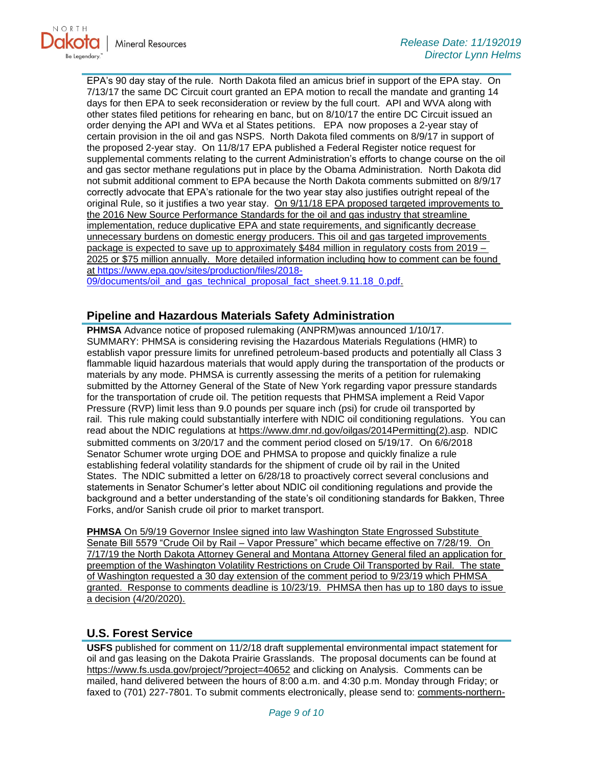EPA's 90 day stay of the rule. North Dakota filed an amicus brief in support of the EPA stay. On 7/13/17 the same DC Circuit court granted an EPA motion to recall the mandate and granting 14 days for then EPA to seek reconsideration or review by the full court. API and WVA along with other states filed petitions for rehearing en banc, but on 8/10/17 the entire DC Circuit issued an order denying the API and WVa et al States petitions. EPA now proposes a 2-year stay of certain provision in the oil and gas NSPS. North Dakota filed comments on 8/9/17 in support of the proposed 2-year stay. On 11/8/17 EPA published a Federal Register notice request for supplemental comments relating to the current Administration's efforts to change course on the oil and gas sector methane regulations put in place by the Obama Administration. North Dakota did not submit additional comment to EPA because the North Dakota comments submitted on 8/9/17 correctly advocate that EPA's rationale for the two year stay also justifies outright repeal of the original Rule, so it justifies a two year stay. On 9/11/18 EPA proposed targeted improvements to the 2016 New Source Performance Standards for the oil and gas industry that streamline implementation, reduce duplicative EPA and state requirements, and significantly decrease unnecessary burdens on domestic energy producers. This oil and gas targeted improvements package is expected to save up to approximately $484 million in regulatory costs from 2019 – 2025 or $75 million annually. More detailed information including how to comment can be found at https://www.epa.gov/sites/production/files/2018-09/documents/oil_and_gas_technical_proposal_fact_sheet.9.11.18_0.pdf.

## Pipeline and Hazardous Materials Safety Administration

**PHMSA** Advance notice of proposed rulemaking (ANPRM)was announced 1/10/17. SUMMARY: PHMSA is considering revising the Hazardous Materials Regulations (HMR) to establish vapor pressure limits for unrefined petroleum-based products and potentially all Class 3 flammable liquid hazardous materials that would apply during the transportation of the products or materials by any mode. PHMSA is currently assessing the merits of a petition for rulemaking submitted by the Attorney General of the State of New York regarding vapor pressure standards for the transportation of crude oil. The petition requests that PHMSA implement a Reid Vapor Pressure (RVP) limit less than 9.0 pounds per square inch (psi) for crude oil transported by rail. This rule making could substantially interfere with NDIC oil conditioning regulations. You can read about the NDIC regulations at https://www.dmr.nd.gov/oilgas/2014Permitting(2).asp. NDIC submitted comments on 3/20/17 and the comment period closed on 5/19/17. On 6/6/2018 Senator Schumer wrote urging DOE and PHMSA to propose and quickly finalize a rule establishing federal volatility standards for the shipment of crude oil by rail in the United States. The NDIC submitted a letter on 6/28/18 to proactively correct several conclusions and statements in Senator Schumer's letter about NDIC oil conditioning regulations and provide the background and a better understanding of the state's oil conditioning standards for Bakken, Three Forks, and/or Sanish crude oil prior to market transport.

**PHMSA** On 5/9/19 Governor Inslee signed into law Washington State Engrossed Substitute Senate Bill 5579 "Crude Oil by Rail – Vapor Pressure" which became effective on 7/28/19. On 7/17/19 the North Dakota Attorney General and Montana Attorney General filed an application for preemption of the Washington Volatility Restrictions on Crude Oil Transported by Rail. The state of Washington requested a 30 day extension of the comment period to 9/23/19 which PHMSA granted. Response to comments deadline is 10/23/19. PHMSA then has up to 180 days to issue a decision (4/20/2020).

## U.S. Forest Service

**USFS** published for comment on 11/2/18 draft supplemental environmental impact statement for oil and gas leasing on the Dakota Prairie Grasslands. The proposal documents can be found at https://www.fs.usda.gov/project/?project=40652 and clicking on Analysis. Comments can be mailed, hand delivered between the hours of 8:00 a.m. and 4:30 p.m. Monday through Friday; or faxed to (701) 227-7801. To submit comments electronically, please send to: comments-northern-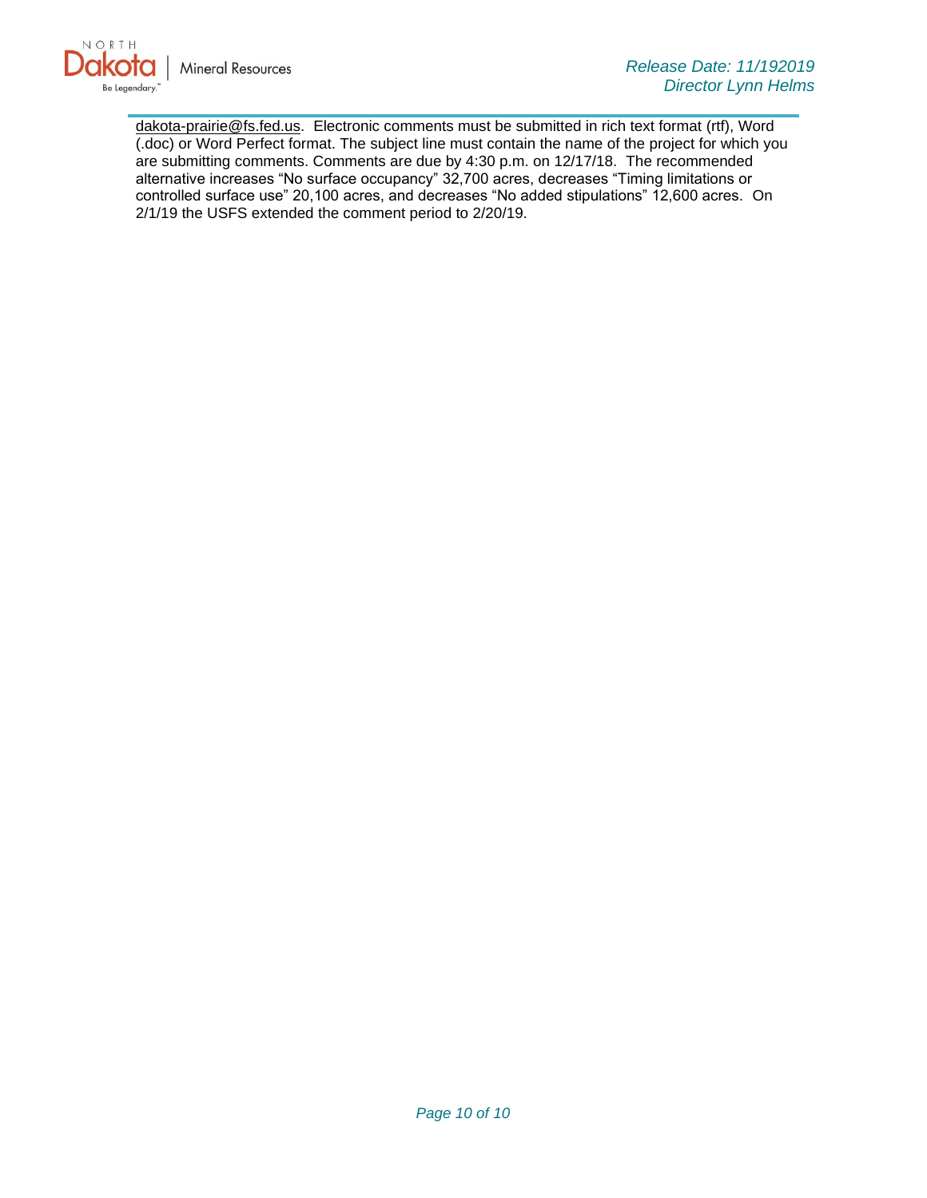dakota-prairie@fs.fed.us. Electronic comments must be submitted in rich text format (rtf), Word (.doc) or Word Perfect format. The subject line must contain the name of the project for which you are submitting comments. Comments are due by 4:30 p.m. on 12/17/18. The recommended alternative increases "No surface occupancy" 32,700 acres, decreases "Timing limitations or controlled surface use" 20,100 acres, and decreases "No added stipulations" 12,600 acres. On 2/1/19 the USFS extended the comment period to 2/20/19.